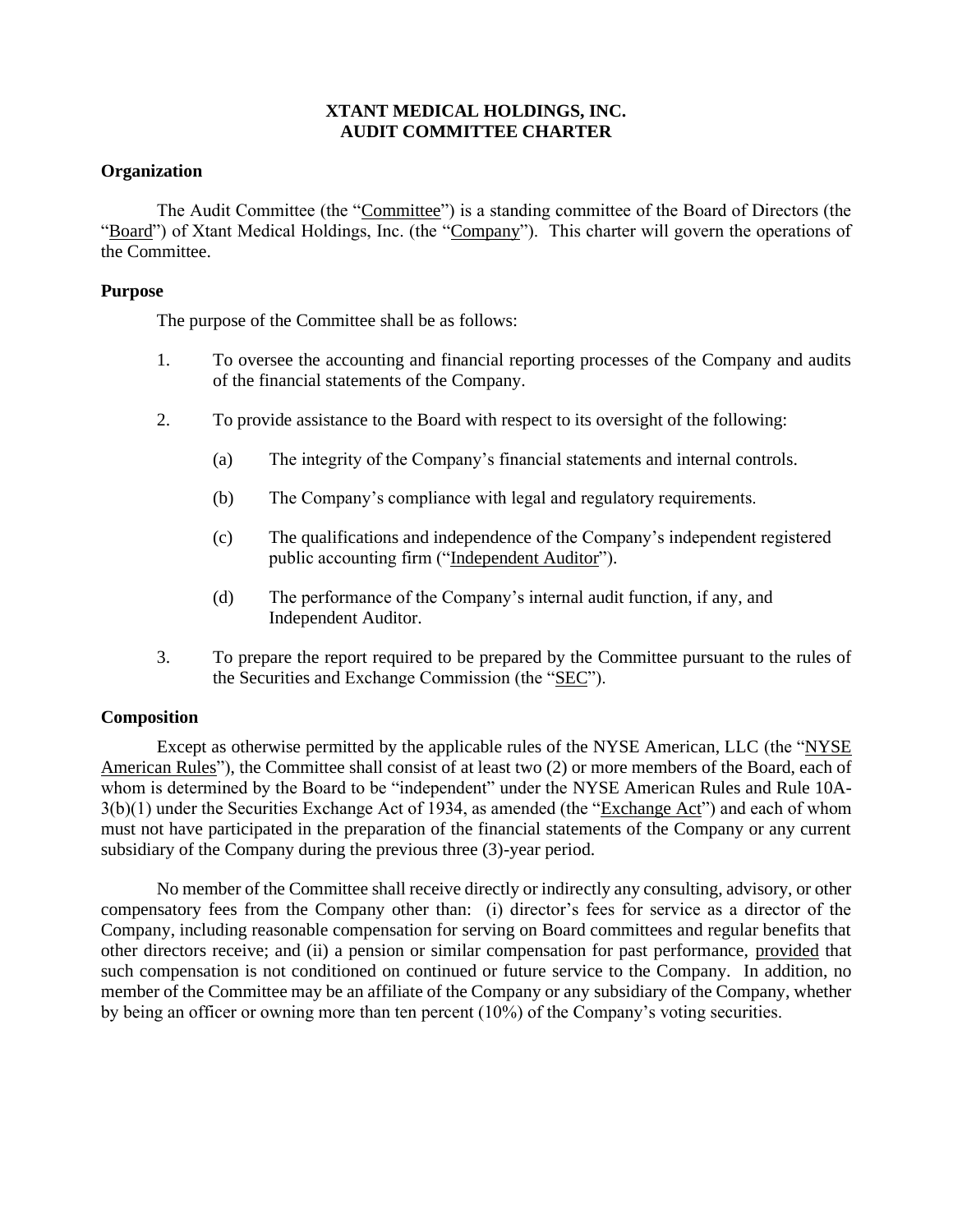# XTANT MEDICAL HOLDINGS, INC.
# AUDIT COMMITTEE CHARTER

## Organization

The Audit Committee (the "Committee") is a standing committee of the Board of Directors (the "Board") of Xtant Medical Holdings, Inc. (the "Company"). This charter will govern the operations of the Committee.

## Purpose

The purpose of the Committee shall be as follows:

1. To oversee the accounting and financial reporting processes of the Company and audits of the financial statements of the Company.

2. To provide assistance to the Board with respect to its oversight of the following:

   (a) The integrity of the Company's financial statements and internal controls.

   (b) The Company's compliance with legal and regulatory requirements.

   (c) The qualifications and independence of the Company's independent registered public accounting firm ("Independent Auditor").

   (d) The performance of the Company's internal audit function, if any, and Independent Auditor.

3. To prepare the report required to be prepared by the Committee pursuant to the rules of the Securities and Exchange Commission (the "SEC").

## Composition

Except as otherwise permitted by the applicable rules of the NYSE American, LLC (the "NYSE American Rules"), the Committee shall consist of at least two (2) or more members of the Board, each of whom is determined by the Board to be "independent" under the NYSE American Rules and Rule 10A-3(b)(1) under the Securities Exchange Act of 1934, as amended (the "Exchange Act") and each of whom must not have participated in the preparation of the financial statements of the Company or any current subsidiary of the Company during the previous three (3)-year period.

No member of the Committee shall receive directly or indirectly any consulting, advisory, or other compensatory fees from the Company other than: (i) director's fees for service as a director of the Company, including reasonable compensation for serving on Board committees and regular benefits that other directors receive; and (ii) a pension or similar compensation for past performance, provided that such compensation is not conditioned on continued or future service to the Company. In addition, no member of the Committee may be an affiliate of the Company or any subsidiary of the Company, whether by being an officer or owning more than ten percent (10%) of the Company's voting securities.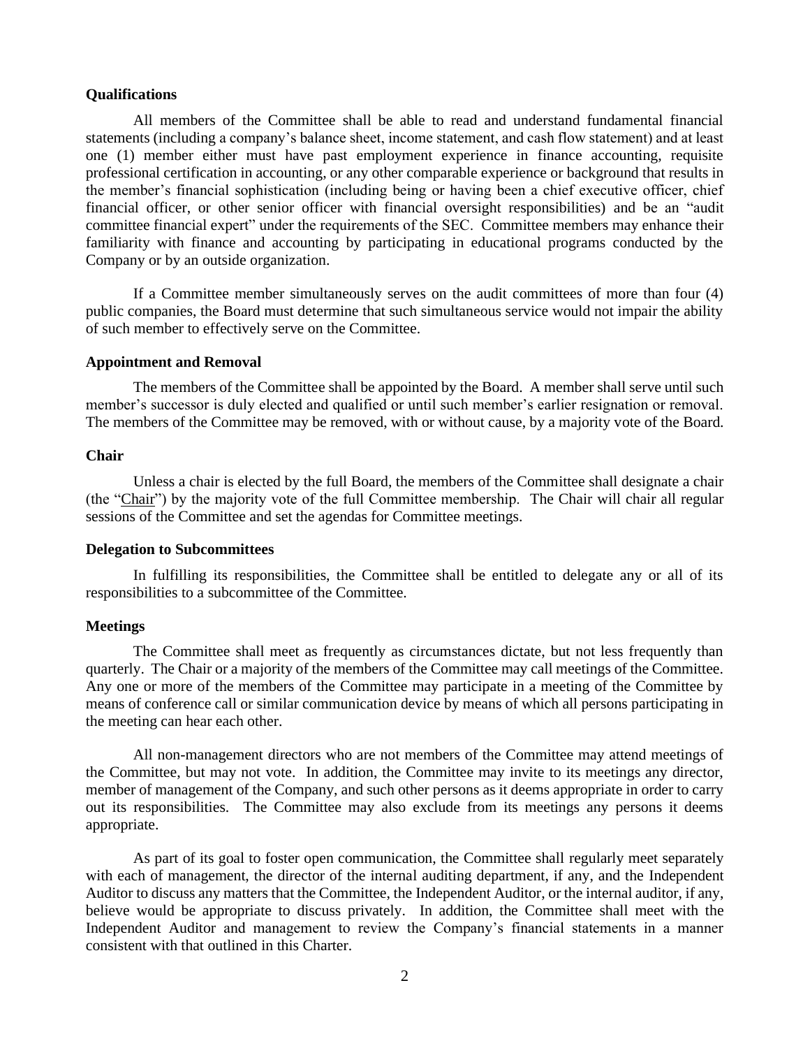**Qualifications**

All members of the Committee shall be able to read and understand fundamental financial statements (including a company's balance sheet, income statement, and cash flow statement) and at least one (1) member either must have past employment experience in finance accounting, requisite professional certification in accounting, or any other comparable experience or background that results in the member's financial sophistication (including being or having been a chief executive officer, chief financial officer, or other senior officer with financial oversight responsibilities) and be an "audit committee financial expert" under the requirements of the SEC. Committee members may enhance their familiarity with finance and accounting by participating in educational programs conducted by the Company or by an outside organization.

If a Committee member simultaneously serves on the audit committees of more than four (4) public companies, the Board must determine that such simultaneous service would not impair the ability of such member to effectively serve on the Committee.

**Appointment and Removal**

The members of the Committee shall be appointed by the Board. A member shall serve until such member's successor is duly elected and qualified or until such member's earlier resignation or removal. The members of the Committee may be removed, with or without cause, by a majority vote of the Board.

**Chair**

Unless a chair is elected by the full Board, the members of the Committee shall designate a chair (the "Chair") by the majority vote of the full Committee membership. The Chair will chair all regular sessions of the Committee and set the agendas for Committee meetings.

**Delegation to Subcommittees**

In fulfilling its responsibilities, the Committee shall be entitled to delegate any or all of its responsibilities to a subcommittee of the Committee.

**Meetings**

The Committee shall meet as frequently as circumstances dictate, but not less frequently than quarterly. The Chair or a majority of the members of the Committee may call meetings of the Committee. Any one or more of the members of the Committee may participate in a meeting of the Committee by means of conference call or similar communication device by means of which all persons participating in the meeting can hear each other.

All non-management directors who are not members of the Committee may attend meetings of the Committee, but may not vote. In addition, the Committee may invite to its meetings any director, member of management of the Company, and such other persons as it deems appropriate in order to carry out its responsibilities. The Committee may also exclude from its meetings any persons it deems appropriate.

As part of its goal to foster open communication, the Committee shall regularly meet separately with each of management, the director of the internal auditing department, if any, and the Independent Auditor to discuss any matters that the Committee, the Independent Auditor, or the internal auditor, if any, believe would be appropriate to discuss privately. In addition, the Committee shall meet with the Independent Auditor and management to review the Company's financial statements in a manner consistent with that outlined in this Charter.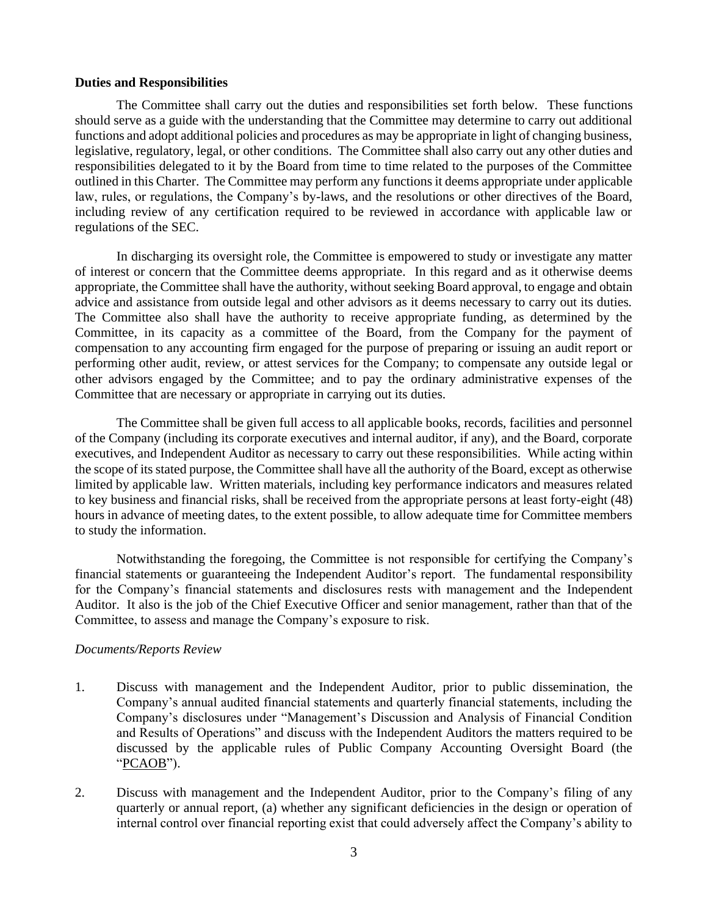**Duties and Responsibilities**

The Committee shall carry out the duties and responsibilities set forth below. These functions should serve as a guide with the understanding that the Committee may determine to carry out additional functions and adopt additional policies and procedures as may be appropriate in light of changing business, legislative, regulatory, legal, or other conditions. The Committee shall also carry out any other duties and responsibilities delegated to it by the Board from time to time related to the purposes of the Committee outlined in this Charter. The Committee may perform any functions it deems appropriate under applicable law, rules, or regulations, the Company's by-laws, and the resolutions or other directives of the Board, including review of any certification required to be reviewed in accordance with applicable law or regulations of the SEC.

In discharging its oversight role, the Committee is empowered to study or investigate any matter of interest or concern that the Committee deems appropriate. In this regard and as it otherwise deems appropriate, the Committee shall have the authority, without seeking Board approval, to engage and obtain advice and assistance from outside legal and other advisors as it deems necessary to carry out its duties. The Committee also shall have the authority to receive appropriate funding, as determined by the Committee, in its capacity as a committee of the Board, from the Company for the payment of compensation to any accounting firm engaged for the purpose of preparing or issuing an audit report or performing other audit, review, or attest services for the Company; to compensate any outside legal or other advisors engaged by the Committee; and to pay the ordinary administrative expenses of the Committee that are necessary or appropriate in carrying out its duties.

The Committee shall be given full access to all applicable books, records, facilities and personnel of the Company (including its corporate executives and internal auditor, if any), and the Board, corporate executives, and Independent Auditor as necessary to carry out these responsibilities. While acting within the scope of its stated purpose, the Committee shall have all the authority of the Board, except as otherwise limited by applicable law. Written materials, including key performance indicators and measures related to key business and financial risks, shall be received from the appropriate persons at least forty-eight (48) hours in advance of meeting dates, to the extent possible, to allow adequate time for Committee members to study the information.

Notwithstanding the foregoing, the Committee is not responsible for certifying the Company's financial statements or guaranteeing the Independent Auditor's report. The fundamental responsibility for the Company's financial statements and disclosures rests with management and the Independent Auditor. It also is the job of the Chief Executive Officer and senior management, rather than that of the Committee, to assess and manage the Company's exposure to risk.

*Documents/Reports Review*

1. Discuss with management and the Independent Auditor, prior to public dissemination, the Company's annual audited financial statements and quarterly financial statements, including the Company's disclosures under "Management's Discussion and Analysis of Financial Condition and Results of Operations" and discuss with the Independent Auditors the matters required to be discussed by the applicable rules of Public Company Accounting Oversight Board (the "PCAOB").

2. Discuss with management and the Independent Auditor, prior to the Company's filing of any quarterly or annual report, (a) whether any significant deficiencies in the design or operation of internal control over financial reporting exist that could adversely affect the Company's ability to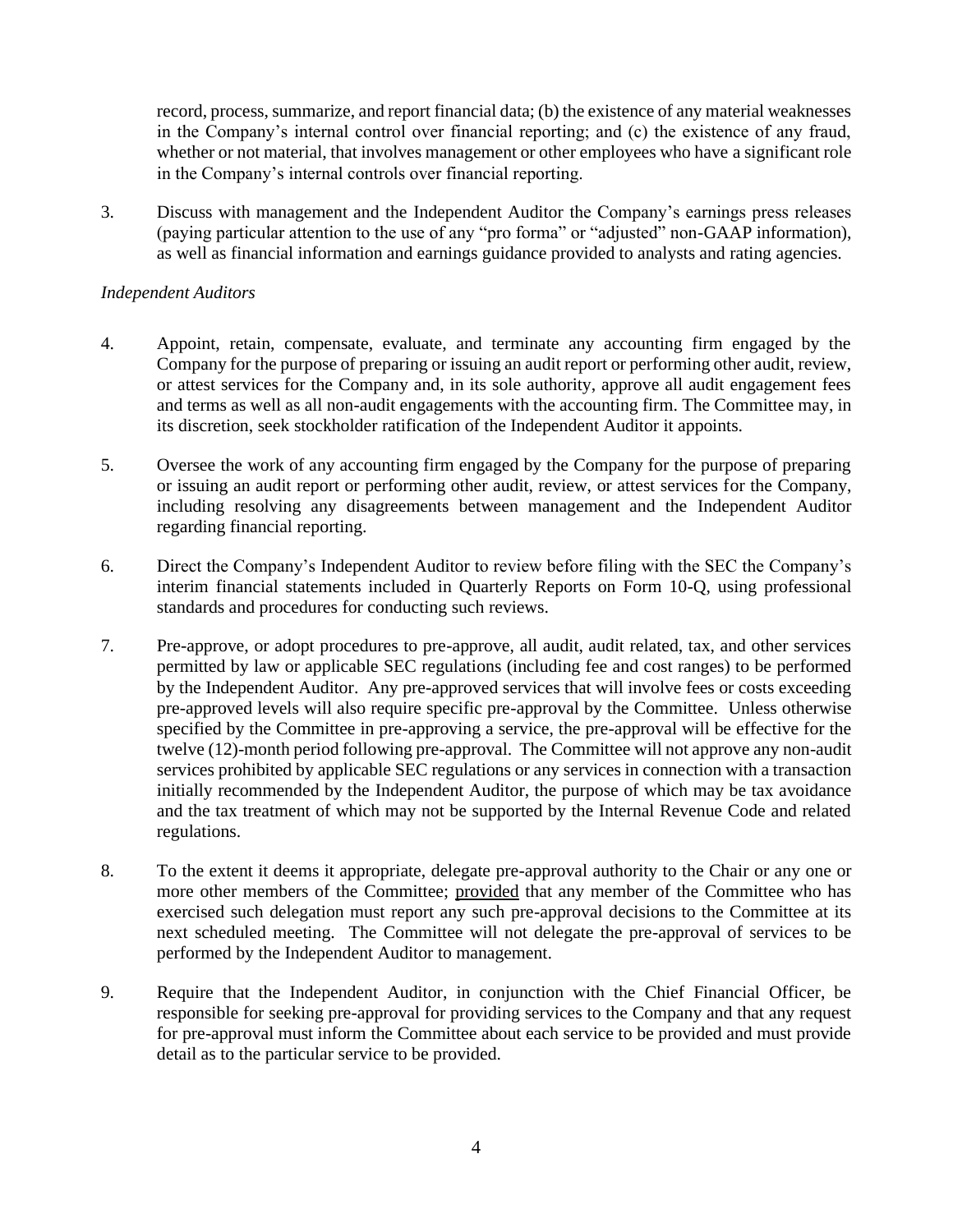record, process, summarize, and report financial data; (b) the existence of any material weaknesses in the Company's internal control over financial reporting; and (c) the existence of any fraud, whether or not material, that involves management or other employees who have a significant role in the Company's internal controls over financial reporting.

3. Discuss with management and the Independent Auditor the Company's earnings press releases (paying particular attention to the use of any "pro forma" or "adjusted" non-GAAP information), as well as financial information and earnings guidance provided to analysts and rating agencies.

*Independent Auditors*

4. Appoint, retain, compensate, evaluate, and terminate any accounting firm engaged by the Company for the purpose of preparing or issuing an audit report or performing other audit, review, or attest services for the Company and, in its sole authority, approve all audit engagement fees and terms as well as all non-audit engagements with the accounting firm. The Committee may, in its discretion, seek stockholder ratification of the Independent Auditor it appoints.

5. Oversee the work of any accounting firm engaged by the Company for the purpose of preparing or issuing an audit report or performing other audit, review, or attest services for the Company, including resolving any disagreements between management and the Independent Auditor regarding financial reporting.

6. Direct the Company's Independent Auditor to review before filing with the SEC the Company's interim financial statements included in Quarterly Reports on Form 10-Q, using professional standards and procedures for conducting such reviews.

7. Pre-approve, or adopt procedures to pre-approve, all audit, audit related, tax, and other services permitted by law or applicable SEC regulations (including fee and cost ranges) to be performed by the Independent Auditor. Any pre-approved services that will involve fees or costs exceeding pre-approved levels will also require specific pre-approval by the Committee. Unless otherwise specified by the Committee in pre-approving a service, the pre-approval will be effective for the twelve (12)-month period following pre-approval. The Committee will not approve any non-audit services prohibited by applicable SEC regulations or any services in connection with a transaction initially recommended by the Independent Auditor, the purpose of which may be tax avoidance and the tax treatment of which may not be supported by the Internal Revenue Code and related regulations.

8. To the extent it deems it appropriate, delegate pre-approval authority to the Chair or any one or more other members of the Committee; provided that any member of the Committee who has exercised such delegation must report any such pre-approval decisions to the Committee at its next scheduled meeting. The Committee will not delegate the pre-approval of services to be performed by the Independent Auditor to management.

9. Require that the Independent Auditor, in conjunction with the Chief Financial Officer, be responsible for seeking pre-approval for providing services to the Company and that any request for pre-approval must inform the Committee about each service to be provided and must provide detail as to the particular service to be provided.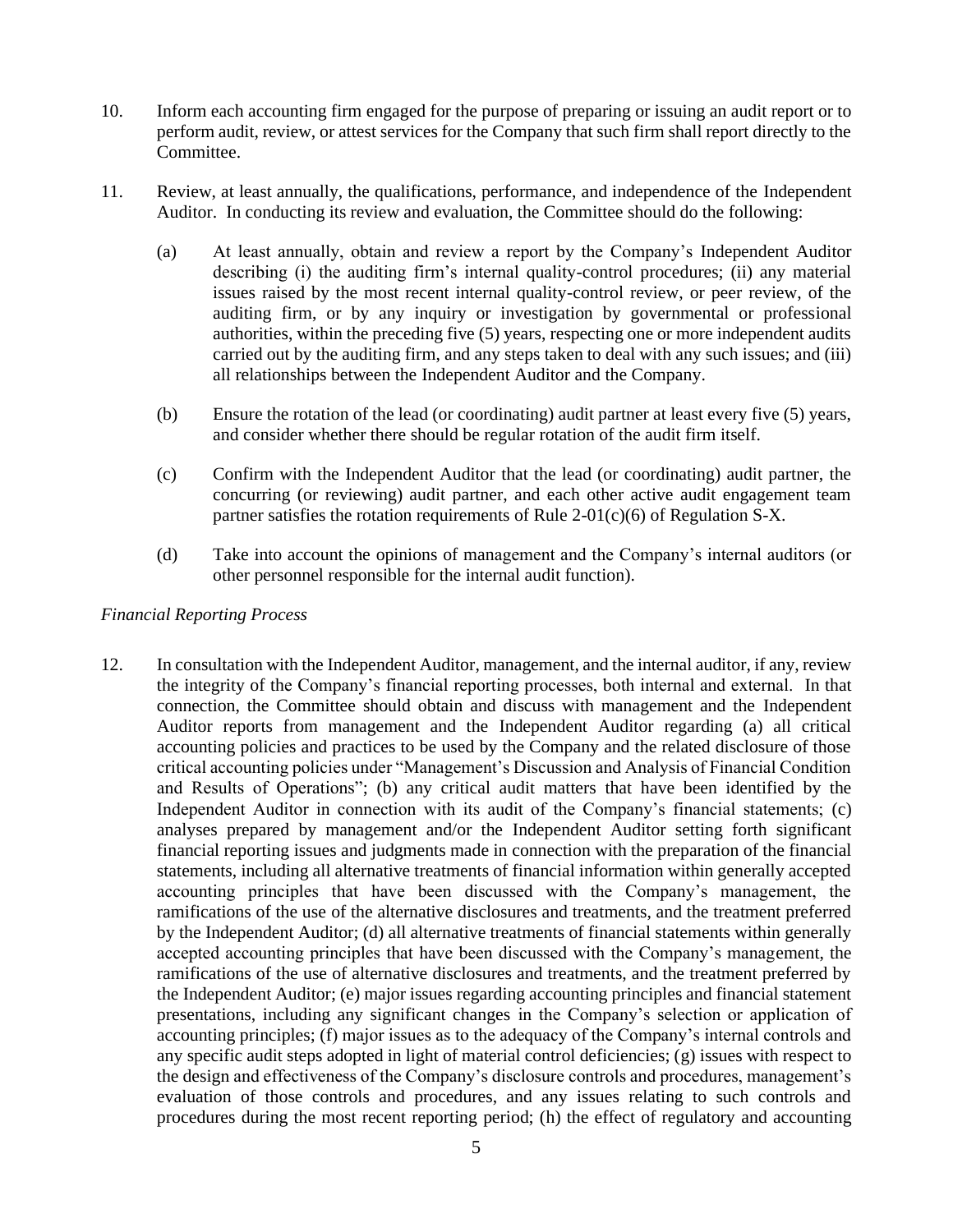10. Inform each accounting firm engaged for the purpose of preparing or issuing an audit report or to perform audit, review, or attest services for the Company that such firm shall report directly to the Committee.

11. Review, at least annually, the qualifications, performance, and independence of the Independent Auditor. In conducting its review and evaluation, the Committee should do the following:

    (a) At least annually, obtain and review a report by the Company's Independent Auditor describing (i) the auditing firm's internal quality-control procedures; (ii) any material issues raised by the most recent internal quality-control review, or peer review, of the auditing firm, or by any inquiry or investigation by governmental or professional authorities, within the preceding five (5) years, respecting one or more independent audits carried out by the auditing firm, and any steps taken to deal with any such issues; and (iii) all relationships between the Independent Auditor and the Company.

    (b) Ensure the rotation of the lead (or coordinating) audit partner at least every five (5) years, and consider whether there should be regular rotation of the audit firm itself.

    (c) Confirm with the Independent Auditor that the lead (or coordinating) audit partner, the concurring (or reviewing) audit partner, and each other active audit engagement team partner satisfies the rotation requirements of Rule 2-01(c)(6) of Regulation S-X.

    (d) Take into account the opinions of management and the Company's internal auditors (or other personnel responsible for the internal audit function).

*Financial Reporting Process*

12. In consultation with the Independent Auditor, management, and the internal auditor, if any, review the integrity of the Company's financial reporting processes, both internal and external. In that connection, the Committee should obtain and discuss with management and the Independent Auditor reports from management and the Independent Auditor regarding (a) all critical accounting policies and practices to be used by the Company and the related disclosure of those critical accounting policies under "Management's Discussion and Analysis of Financial Condition and Results of Operations"; (b) any critical audit matters that have been identified by the Independent Auditor in connection with its audit of the Company's financial statements; (c) analyses prepared by management and/or the Independent Auditor setting forth significant financial reporting issues and judgments made in connection with the preparation of the financial statements, including all alternative treatments of financial information within generally accepted accounting principles that have been discussed with the Company's management, the ramifications of the use of the alternative disclosures and treatments, and the treatment preferred by the Independent Auditor; (d) all alternative treatments of financial statements within generally accepted accounting principles that have been discussed with the Company's management, the ramifications of the use of alternative disclosures and treatments, and the treatment preferred by the Independent Auditor; (e) major issues regarding accounting principles and financial statement presentations, including any significant changes in the Company's selection or application of accounting principles; (f) major issues as to the adequacy of the Company's internal controls and any specific audit steps adopted in light of material control deficiencies; (g) issues with respect to the design and effectiveness of the Company's disclosure controls and procedures, management's evaluation of those controls and procedures, and any issues relating to such controls and procedures during the most recent reporting period; (h) the effect of regulatory and accounting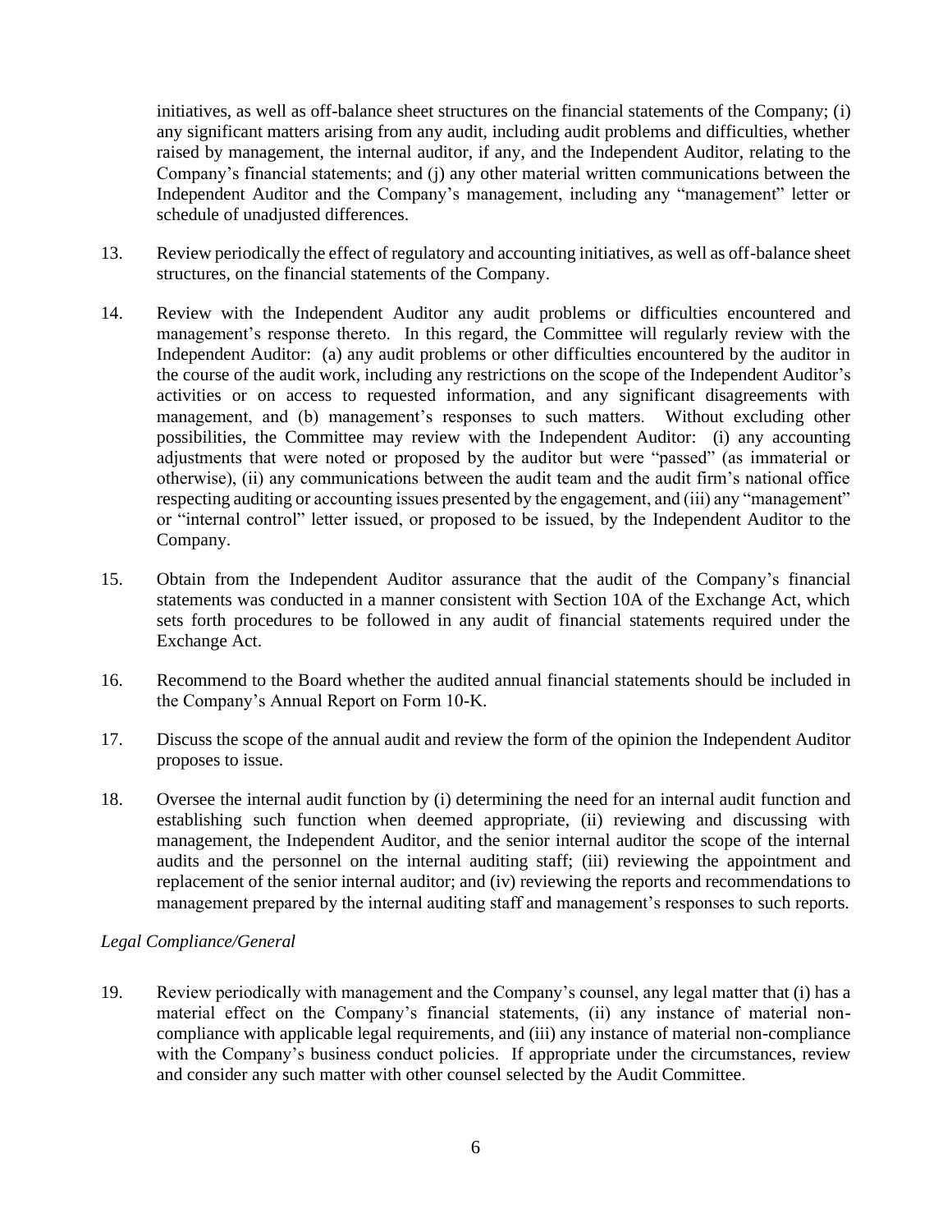initiatives, as well as off-balance sheet structures on the financial statements of the Company; (i) any significant matters arising from any audit, including audit problems and difficulties, whether raised by management, the internal auditor, if any, and the Independent Auditor, relating to the Company's financial statements; and (j) any other material written communications between the Independent Auditor and the Company's management, including any "management" letter or schedule of unadjusted differences.

13. Review periodically the effect of regulatory and accounting initiatives, as well as off-balance sheet structures, on the financial statements of the Company.

14. Review with the Independent Auditor any audit problems or difficulties encountered and management's response thereto. In this regard, the Committee will regularly review with the Independent Auditor: (a) any audit problems or other difficulties encountered by the auditor in the course of the audit work, including any restrictions on the scope of the Independent Auditor's activities or on access to requested information, and any significant disagreements with management, and (b) management's responses to such matters. Without excluding other possibilities, the Committee may review with the Independent Auditor: (i) any accounting adjustments that were noted or proposed by the auditor but were "passed" (as immaterial or otherwise), (ii) any communications between the audit team and the audit firm's national office respecting auditing or accounting issues presented by the engagement, and (iii) any "management" or "internal control" letter issued, or proposed to be issued, by the Independent Auditor to the Company.

15. Obtain from the Independent Auditor assurance that the audit of the Company's financial statements was conducted in a manner consistent with Section 10A of the Exchange Act, which sets forth procedures to be followed in any audit of financial statements required under the Exchange Act.

16. Recommend to the Board whether the audited annual financial statements should be included in the Company's Annual Report on Form 10-K.

17. Discuss the scope of the annual audit and review the form of the opinion the Independent Auditor proposes to issue.

18. Oversee the internal audit function by (i) determining the need for an internal audit function and establishing such function when deemed appropriate, (ii) reviewing and discussing with management, the Independent Auditor, and the senior internal auditor the scope of the internal audits and the personnel on the internal auditing staff; (iii) reviewing the appointment and replacement of the senior internal auditor; and (iv) reviewing the reports and recommendations to management prepared by the internal auditing staff and management's responses to such reports.

*Legal Compliance/General*

19. Review periodically with management and the Company's counsel, any legal matter that (i) has a material effect on the Company's financial statements, (ii) any instance of material non-compliance with applicable legal requirements, and (iii) any instance of material non-compliance with the Company's business conduct policies. If appropriate under the circumstances, review and consider any such matter with other counsel selected by the Audit Committee.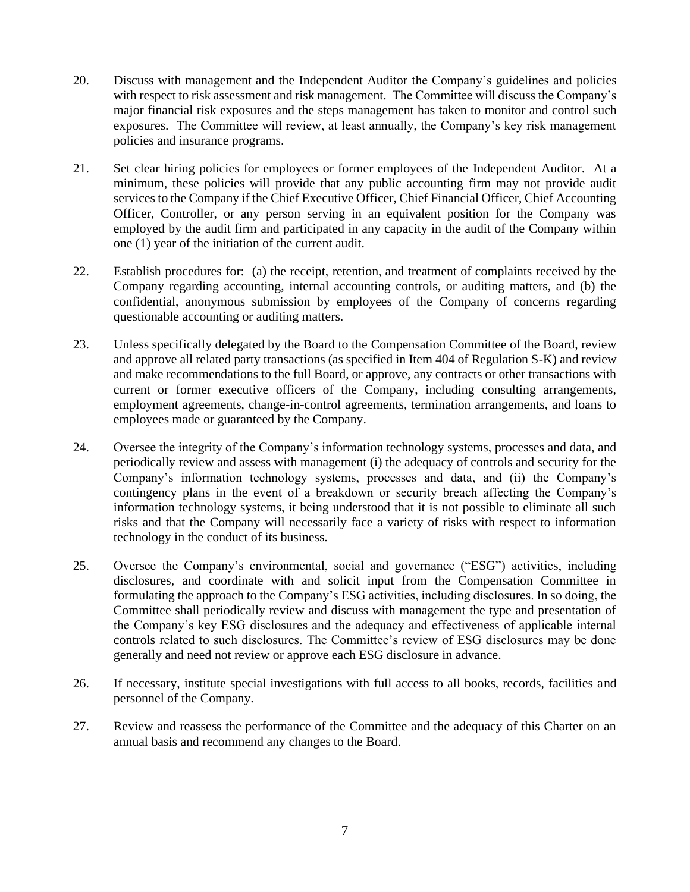20. Discuss with management and the Independent Auditor the Company's guidelines and policies with respect to risk assessment and risk management. The Committee will discuss the Company's major financial risk exposures and the steps management has taken to monitor and control such exposures. The Committee will review, at least annually, the Company's key risk management policies and insurance programs.

21. Set clear hiring policies for employees or former employees of the Independent Auditor. At a minimum, these policies will provide that any public accounting firm may not provide audit services to the Company if the Chief Executive Officer, Chief Financial Officer, Chief Accounting Officer, Controller, or any person serving in an equivalent position for the Company was employed by the audit firm and participated in any capacity in the audit of the Company within one (1) year of the initiation of the current audit.

22. Establish procedures for: (a) the receipt, retention, and treatment of complaints received by the Company regarding accounting, internal accounting controls, or auditing matters, and (b) the confidential, anonymous submission by employees of the Company of concerns regarding questionable accounting or auditing matters.

23. Unless specifically delegated by the Board to the Compensation Committee of the Board, review and approve all related party transactions (as specified in Item 404 of Regulation S-K) and review and make recommendations to the full Board, or approve, any contracts or other transactions with current or former executive officers of the Company, including consulting arrangements, employment agreements, change-in-control agreements, termination arrangements, and loans to employees made or guaranteed by the Company.

24. Oversee the integrity of the Company's information technology systems, processes and data, and periodically review and assess with management (i) the adequacy of controls and security for the Company's information technology systems, processes and data, and (ii) the Company's contingency plans in the event of a breakdown or security breach affecting the Company's information technology systems, it being understood that it is not possible to eliminate all such risks and that the Company will necessarily face a variety of risks with respect to information technology in the conduct of its business.

25. Oversee the Company's environmental, social and governance ("ESG") activities, including disclosures, and coordinate with and solicit input from the Compensation Committee in formulating the approach to the Company's ESG activities, including disclosures. In so doing, the Committee shall periodically review and discuss with management the type and presentation of the Company's key ESG disclosures and the adequacy and effectiveness of applicable internal controls related to such disclosures. The Committee's review of ESG disclosures may be done generally and need not review or approve each ESG disclosure in advance.

26. If necessary, institute special investigations with full access to all books, records, facilities and personnel of the Company.

27. Review and reassess the performance of the Committee and the adequacy of this Charter on an annual basis and recommend any changes to the Board.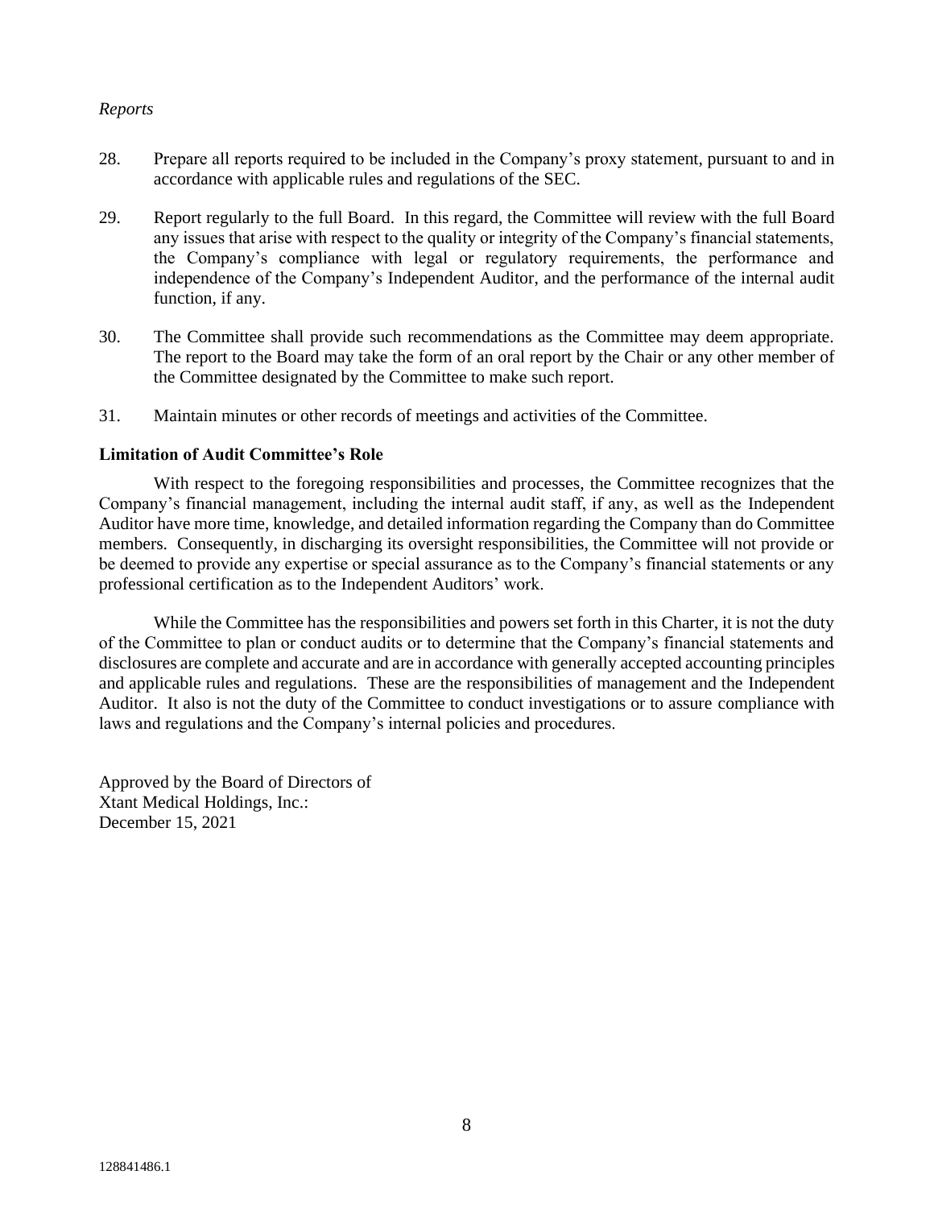*Reports*

28. Prepare all reports required to be included in the Company's proxy statement, pursuant to and in accordance with applicable rules and regulations of the SEC.

29. Report regularly to the full Board. In this regard, the Committee will review with the full Board any issues that arise with respect to the quality or integrity of the Company's financial statements, the Company's compliance with legal or regulatory requirements, the performance and independence of the Company's Independent Auditor, and the performance of the internal audit function, if any.

30. The Committee shall provide such recommendations as the Committee may deem appropriate. The report to the Board may take the form of an oral report by the Chair or any other member of the Committee designated by the Committee to make such report.

31. Maintain minutes or other records of meetings and activities of the Committee.

**Limitation of Audit Committee's Role**

With respect to the foregoing responsibilities and processes, the Committee recognizes that the Company's financial management, including the internal audit staff, if any, as well as the Independent Auditor have more time, knowledge, and detailed information regarding the Company than do Committee members. Consequently, in discharging its oversight responsibilities, the Committee will not provide or be deemed to provide any expertise or special assurance as to the Company's financial statements or any professional certification as to the Independent Auditors' work.

While the Committee has the responsibilities and powers set forth in this Charter, it is not the duty of the Committee to plan or conduct audits or to determine that the Company's financial statements and disclosures are complete and accurate and are in accordance with generally accepted accounting principles and applicable rules and regulations. These are the responsibilities of management and the Independent Auditor. It also is not the duty of the Committee to conduct investigations or to assure compliance with laws and regulations and the Company's internal policies and procedures.

Approved by the Board of Directors of
Xtant Medical Holdings, Inc.:
December 15, 2021

128841486.1